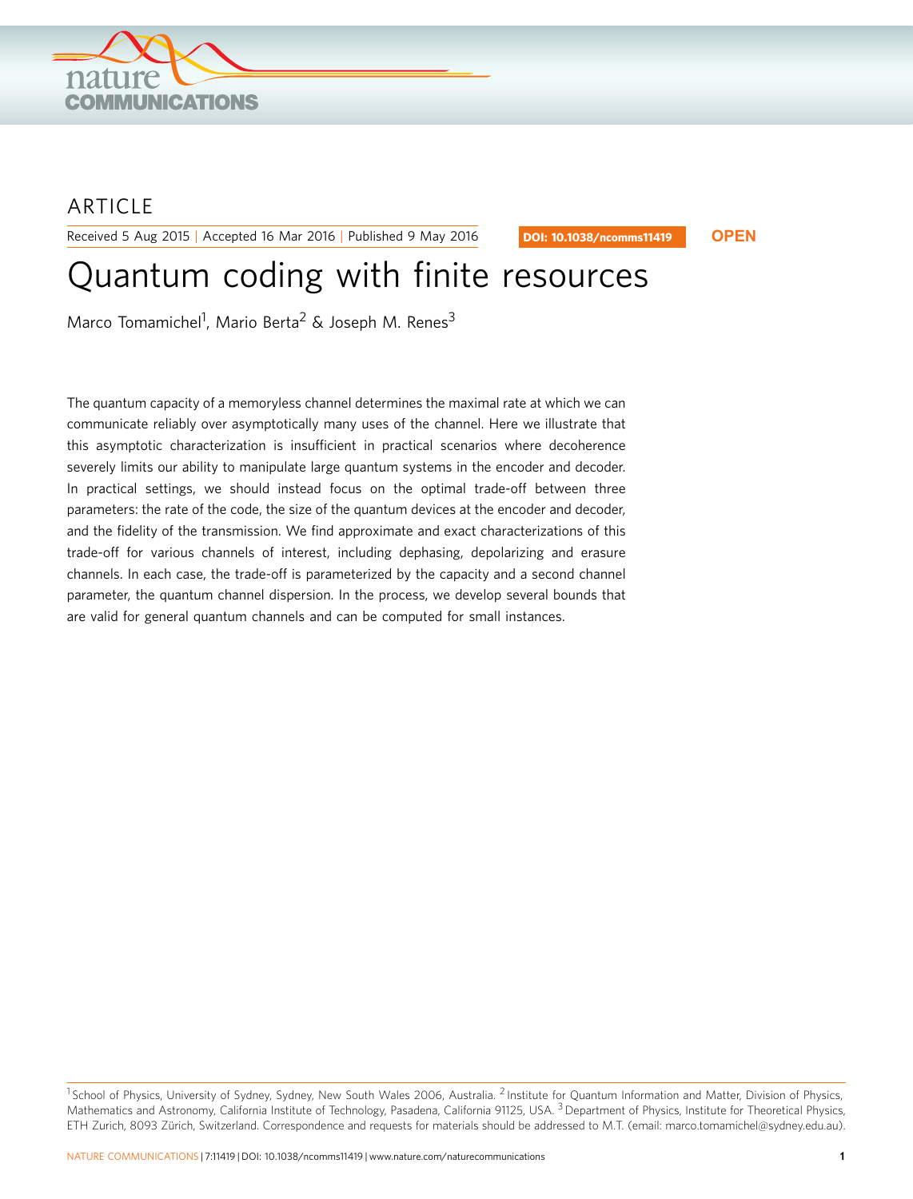ARTICLE

Received 5 Aug 2015 | Accepted 16 Mar 2016 | Published 9 May 2016

DOI: 10.1038/ncomms11419

OPEN

# Quantum coding with finite resources

Marco Tomamichel[1], Mario Berta[2] & Joseph M. Renes[3]

The quantum capacity of a memoryless channel determines the maximal rate at which we can communicate reliably over asymptotically many uses of the channel. Here we illustrate that this asymptotic characterization is insufficient in practical scenarios where decoherence severely limits our ability to manipulate large quantum systems in the encoder and decoder. In practical settings, we should instead focus on the optimal trade-off between three parameters: the rate of the code, the size of the quantum devices at the encoder and decoder, and the fidelity of the transmission. We find approximate and exact characterizations of this trade-off for various channels of interest, including dephasing, depolarizing and erasure channels. In each case, the trade-off is parameterized by the capacity and a second channel parameter, the quantum channel dispersion. In the process, we develop several bounds that are valid for general quantum channels and can be computed for small instances.

[1] School of Physics, University of Sydney, Sydney, New South Wales 2006, Australia. [2] Institute for Quantum Information and Matter, Division of Physics, Mathematics and Astronomy, California Institute of Technology, Pasadena, California 91125, USA. [3] Department of Physics, Institute for Theoretical Physics, ETH Zurich, 8093 Zürich, Switzerland. Correspondence and requests for materials should be addressed to M.T. (email: marco.tomamichel@sydney.edu.au).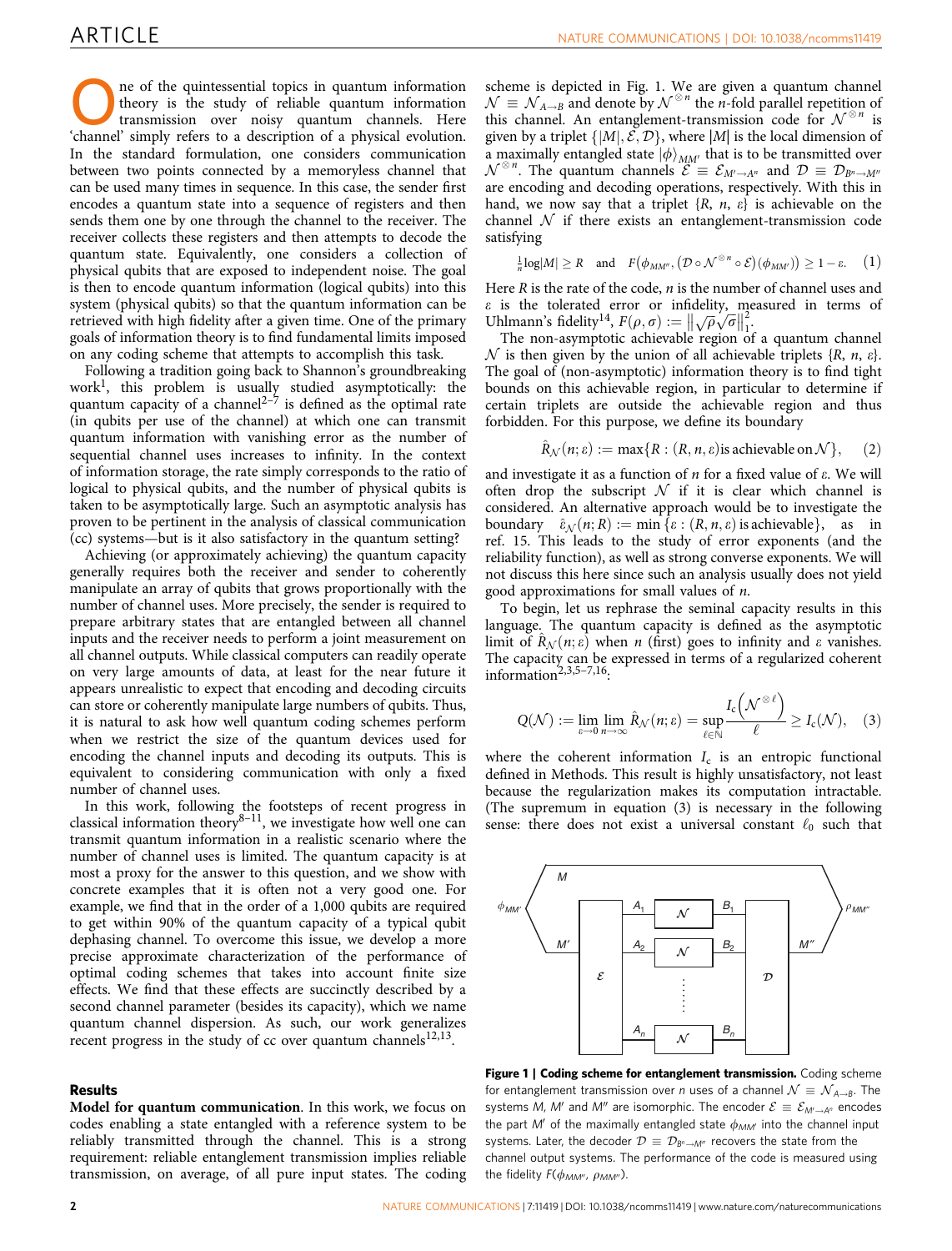One of the quintessential topics in quantum information theory is the study of reliable quantum information transmission over noisy quantum channels. Here 'channel' simply refers to a description of a physical evolution. In the standard formulation, one considers communication between two points connected by a memoryless channel that can be used many times in sequence. In this case, the sender first encodes a quantum state into a sequence of registers and then sends them one by one through the channel to the receiver. The receiver collects these registers and then attempts to decode the quantum state. Equivalently, one considers a collection of physical qubits that are exposed to independent noise. The goal is then to encode quantum information (logical qubits) into this system (physical qubits) so that the quantum information can be retrieved with high fidelity after a given time. One of the primary goals of information theory is to find fundamental limits imposed on any coding scheme that attempts to accomplish this task.

Following a tradition going back to Shannon's groundbreaking work[1], this problem is usually studied asymptotically: the quantum capacity of a channel[2–7] is defined as the optimal rate (in qubits per use of the channel) at which one can transmit quantum information with vanishing error as the number of sequential channel uses increases to infinity. In the context of information storage, the rate simply corresponds to the ratio of logical to physical qubits, and the number of physical qubits is taken to be asymptotically large. Such an asymptotic analysis has proven to be pertinent in the analysis of classical communication (cc) systems—but is it also satisfactory in the quantum setting?

Achieving (or approximately achieving) the quantum capacity generally requires both the receiver and sender to coherently manipulate an array of qubits that grows proportionally with the number of channel uses. More precisely, the sender is required to prepare arbitrary states that are entangled between all channel inputs and the receiver needs to perform a joint measurement on all channel outputs. While classical computers can readily operate on very large amounts of data, at least for the near future it appears unrealistic to expect that encoding and decoding circuits can store or coherently manipulate large numbers of qubits. Thus, it is natural to ask how well quantum coding schemes perform when we restrict the size of the quantum devices used for encoding the channel inputs and decoding its outputs. This is equivalent to considering communication with only a fixed number of channel uses.

In this work, following the footsteps of recent progress in classical information theory[8–11], we investigate how well one can transmit quantum information in a realistic scenario where the number of channel uses is limited. The quantum capacity is at most a proxy for the answer to this question, and we show with concrete examples that it is often not a very good one. For example, we find that in the order of a 1,000 qubits are required to get within 90% of the quantum capacity of a typical qubit dephasing channel. To overcome this issue, we develop a more precise approximate characterization of the performance of optimal coding schemes that takes into account finite size effects. We find that these effects are succinctly described by a second channel parameter (besides its capacity), which we name quantum channel dispersion. As such, our work generalizes recent progress in the study of cc over quantum channels[12,13].

## Results

**Model for quantum communication**. In this work, we focus on codes enabling a state entangled with a reference system to be reliably transmitted through the channel. This is a strong requirement: reliable entanglement transmission implies reliable transmission, on average, of all pure input states. The coding scheme is depicted in Fig. 1. We are given a quantum channel $\mathcal{N} \equiv \mathcal{N}_{A \to B}$ and denote by $\mathcal{N}^{\otimes n}$ the $n$-fold parallel repetition of this channel. An entanglement-transmission code for $\mathcal{N}^{\otimes n}$ is given by a triplet $\{|M|, \mathcal{E}, \mathcal{D}\}$, where $|M|$ is the local dimension of a maximally entangled state $|\phi\rangle_{MM'}$ that is to be transmitted over $\mathcal{N}^{\otimes n}$. The quantum channels $\mathcal{E} \equiv \mathcal{E}_{M' \to A^n}$ and $\mathcal{D} \equiv \mathcal{D}_{B^n \to M''}$ are encoding and decoding operations, respectively. With this in hand, we now say that a triplet $\{R, n, \varepsilon\}$ is achievable on the channel $\mathcal{N}$ if there exists an entanglement-transmission code satisfying

$$\tfrac{1}{n}\log|M| \geq R \quad \text{and} \quad F\left(\phi_{MM''}, \left(\mathcal{D} \circ \mathcal{N}^{\otimes n} \circ \mathcal{E}\right)(\phi_{MM'})\right) \geq 1 - \varepsilon. \quad (1)$$

Here $R$ is the rate of the code, $n$ is the number of channel uses and $\varepsilon$ is the tolerated error or infidelity, measured in terms of Uhlmann's fidelity[14], $F(\rho, \sigma) := \left\| \sqrt{\rho}\sqrt{\sigma} \right\|_1^2$.

The non-asymptotic achievable region of a quantum channel $\mathcal{N}$ is then given by the union of all achievable triplets $\{R, n, \varepsilon\}$. The goal of (non-asymptotic) information theory is to find tight bounds on this achievable region, in particular to determine if certain triplets are outside the achievable region and thus forbidden. For this purpose, we define its boundary

$$\hat{R}_{\mathcal{N}}(n; \varepsilon) := \max\{R : (R, n, \varepsilon) \text{is achievable on} \, \mathcal{N}\}, \quad (2)$$

and investigate it as a function of $n$ for a fixed value of $\varepsilon$. We will often drop the subscript $\mathcal{N}$ if it is clear which channel is considered. An alternative approach would be to investigate the boundary $\hat{\varepsilon}_{\mathcal{N}}(n; R) := \min\{\varepsilon : (R, n, \varepsilon) \text{ is achievable}\}$, as in ref. 15. This leads to the study of error exponents (and the reliability function), as well as strong converse exponents. We will not discuss this here since such an analysis usually does not yield good approximations for small values of $n$.

To begin, let us rephrase the seminal capacity results in this language. The quantum capacity is defined as the asymptotic limit of $\hat{R}_{\mathcal{N}}(n; \varepsilon)$ when $n$ (first) goes to infinity and $\varepsilon$ vanishes. The capacity can be expressed in terms of a regularized coherent information[2,3,5–7,16]:

$$Q(\mathcal{N}) := \lim_{\varepsilon \to 0} \lim_{n \to \infty} \hat{R}_{\mathcal{N}}(n; \varepsilon) = \sup_{\ell \in \mathbb{N}} \frac{I_c\left(\mathcal{N}^{\otimes \ell}\right)}{\ell} \geq I_c(\mathcal{N}), \quad (3)$$

where the coherent information $I_c$ is an entropic functional defined in Methods. This result is highly unsatisfactory, not least because the regularization makes its computation intractable. (The supremum in equation (3) is necessary in the following sense: there does not exist a universal constant $\ell_0$ such that

**Figure 1 | Coding scheme for entanglement transmission.** Coding scheme for entanglement transmission over $n$ uses of a channel $\mathcal{N} \equiv \mathcal{N}_{A \to B}$. The systems $M$, $M'$ and $M''$ are isomorphic. The encoder $\mathcal{E} \equiv \mathcal{E}_{M' \to A^n}$ encodes the part $M'$ of the maximally entangled state $\phi_{MM'}$ into the channel input systems. Later, the decoder $\mathcal{D} \equiv \mathcal{D}_{B^n \to M''}$ recovers the state from the channel output systems. The performance of the code is measured using the fidelity $F(\phi_{MM''}, \rho_{MM''})$.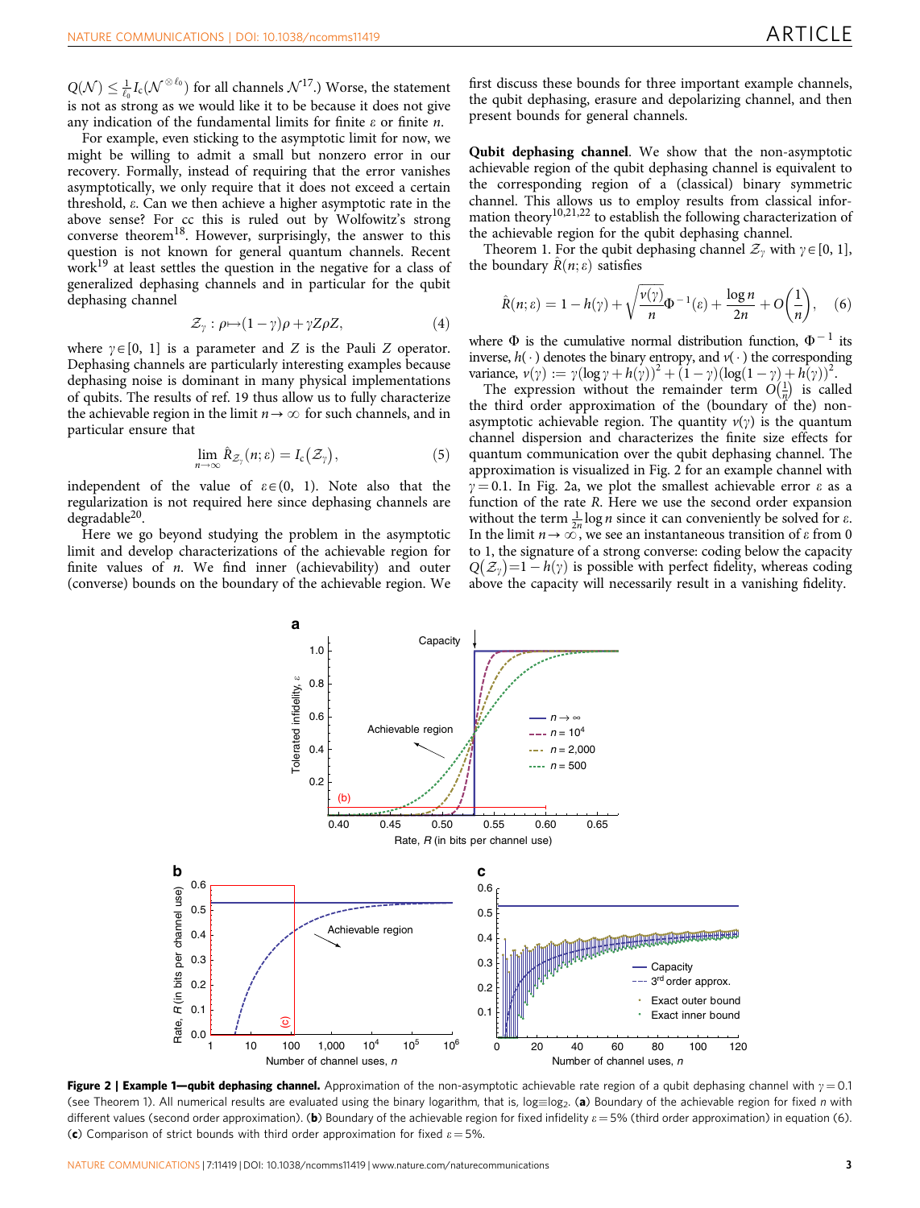$Q(\mathcal{N}) \leq \frac{1}{\ell_0} I_c(\mathcal{N}^{\otimes \ell_0})$ for all channels $\mathcal{N}$[17].) Worse, the statement is not as strong as we would like it to be because it does not give any indication of the fundamental limits for finite $\varepsilon$ or finite $n$.

For example, even sticking to the asymptotic limit for now, we might be willing to admit a small but nonzero error in our recovery. Formally, instead of requiring that the error vanishes asymptotically, we only require that it does not exceed a certain threshold, $\varepsilon$. Can we then achieve a higher asymptotic rate in the above sense? For cc this is ruled out by Wolfowitz's strong converse theorem[18]. However, surprisingly, the answer to this question is not known for general quantum channels. Recent work[19] at least settles the question in the negative for a class of generalized dephasing channels and in particular for the qubit dephasing channel

$$\mathcal{Z}_\gamma : \rho \mapsto (1-\gamma)\rho + \gamma Z \rho Z, \tag{4}$$

where $\gamma \in [0, 1]$ is a parameter and $Z$ is the Pauli $Z$ operator. Dephasing channels are particularly interesting examples because dephasing noise is dominant in many physical implementations of qubits. The results of ref. 19 thus allow us to fully characterize the achievable region in the limit $n \to \infty$ for such channels, and in particular ensure that

$$\lim_{n \to \infty} \hat{R}_{\mathcal{Z}_\gamma}(n;\varepsilon) = I_c(\mathcal{Z}_\gamma), \tag{5}$$

independent of the value of $\varepsilon \in (0, 1)$. Note also that the regularization is not required here since dephasing channels are degradable[20].

Here we go beyond studying the problem in the asymptotic limit and develop characterizations of the achievable region for finite values of $n$. We find inner (achievability) and outer (converse) bounds on the boundary of the achievable region. We first discuss these bounds for three important example channels, the qubit dephasing, erasure and depolarizing channel, and then present bounds for general channels.

**Qubit dephasing channel**. We show that the non-asymptotic achievable region of the qubit dephasing channel is equivalent to the corresponding region of a (classical) binary symmetric channel. This allows us to employ results from classical information theory[10,21,22] to establish the following characterization of the achievable region for the qubit dephasing channel.

Theorem 1. For the qubit dephasing channel $\mathcal{Z}_\gamma$ with $\gamma \in [0, 1]$, the boundary $\hat{R}(n;\varepsilon)$ satisfies

$$\hat{R}(n;\varepsilon) = 1 - h(\gamma) + \sqrt{\frac{v(\gamma)}{n}}\Phi^{-1}(\varepsilon) + \frac{\log n}{2n} + O\left(\frac{1}{n}\right), \tag{6}$$

where $\Phi$ is the cumulative normal distribution function, $\Phi^{-1}$ its inverse, $h(\cdot)$ denotes the binary entropy, and $v(\cdot)$ the corresponding variance, $v(\gamma) := \gamma(\log\gamma + h(\gamma))^2 + (1-\gamma)(\log(1-\gamma) + h(\gamma))^2$.

The expression without the remainder term $O(\frac{1}{n})$ is called the third order approximation of the (boundary of the) non-asymptotic achievable region. The quantity $v(\gamma)$ is the quantum channel dispersion and characterizes the finite size effects for quantum communication over the qubit dephasing channel. The approximation is visualized in Fig. 2 for an example channel with $\gamma = 0.1$. In Fig. 2a, we plot the smallest achievable error $\varepsilon$ as a function of the rate $R$. Here we use the second order expansion without the term $\frac{1}{2n}\log n$ since it can conveniently be solved for $\varepsilon$. In the limit $n \to \infty$, we see an instantaneous transition of $\varepsilon$ from 0 to 1, the signature of a strong converse: coding below the capacity $Q(\mathcal{Z}_\gamma) = 1 - h(\gamma)$ is possible with perfect fidelity, whereas coding above the capacity will necessarily result in a vanishing fidelity.

**Figure 2 | Example 1—qubit dephasing channel.** Approximation of the non-asymptotic achievable rate region of a qubit dephasing channel with $\gamma = 0.1$ (see Theorem 1). All numerical results are evaluated using the binary logarithm, that is, $\log \equiv \log_2$. (**a**) Boundary of the achievable region for fixed $n$ with different values (second order approximation). (**b**) Boundary of the achievable region for fixed infidelity $\varepsilon = 5\%$ (third order approximation) in equation (6). (**c**) Comparison of strict bounds with third order approximation for fixed $\varepsilon = 5\%$.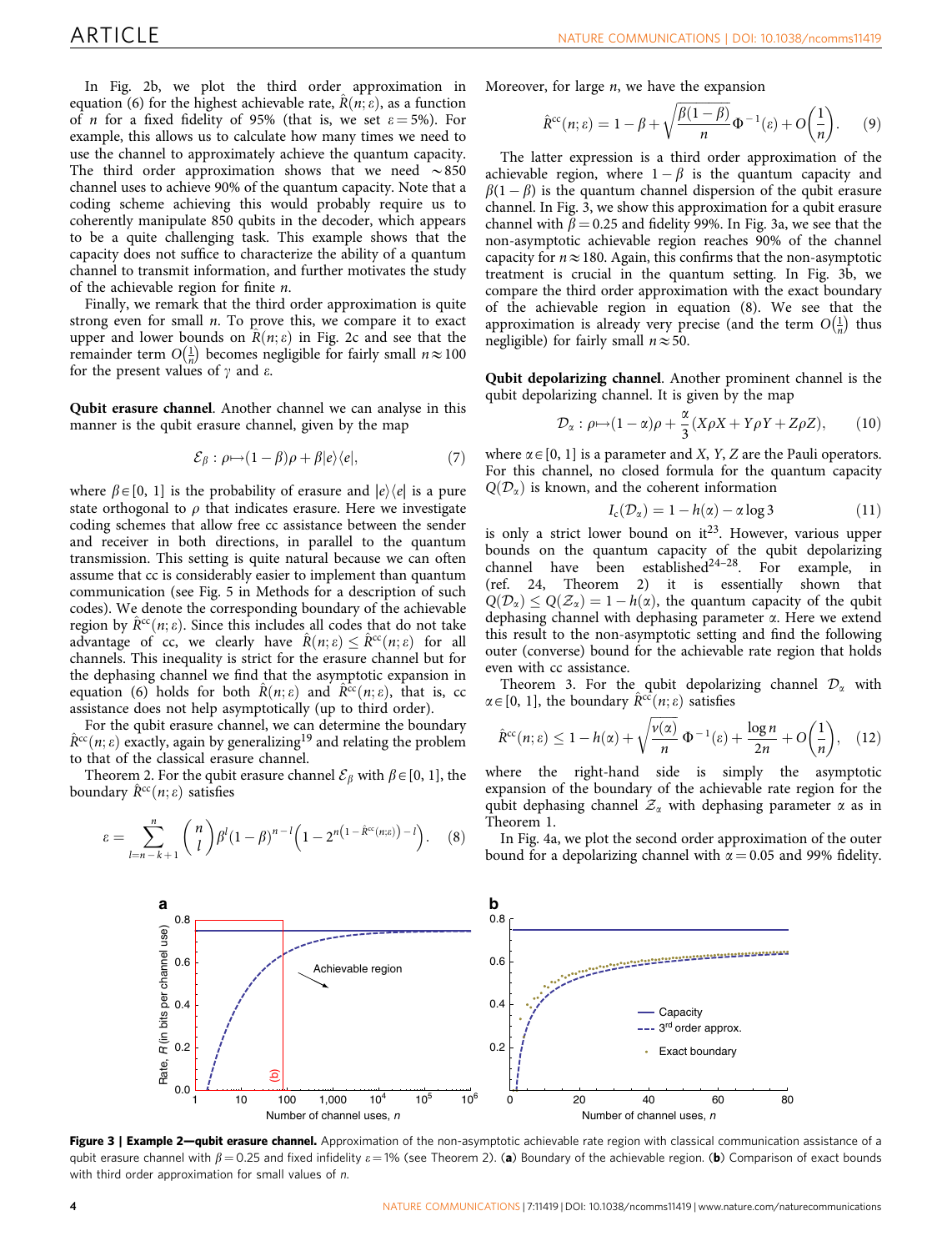In Fig. 2b, we plot the third order approximation in equation (6) for the highest achievable rate, $\hat{R}(n;\varepsilon)$, as a function of $n$ for a fixed fidelity of 95% (that is, we set $\varepsilon = 5\%$). For example, this allows us to calculate how many times we need to use the channel to approximately achieve the quantum capacity. The third order approximation shows that we need $\sim 850$ channel uses to achieve 90% of the quantum capacity. Note that a coding scheme achieving this would probably require us to coherently manipulate 850 qubits in the decoder, which appears to be a quite challenging task. This example shows that the capacity does not suffice to characterize the ability of a quantum channel to transmit information, and further motivates the study of the achievable region for finite $n$.

Finally, we remark that the third order approximation is quite strong even for small $n$. To prove this, we compare it to exact upper and lower bounds on $\hat{R}(n;\varepsilon)$ in Fig. 2c and see that the remainder term $O(\frac{1}{n})$ becomes negligible for fairly small $n \approx 100$ for the present values of $\gamma$ and $\varepsilon$.

**Qubit erasure channel**. Another channel we can analyse in this manner is the qubit erasure channel, given by the map

$$\mathcal{E}_\beta : \rho \mapsto (1-\beta)\rho + \beta |e\rangle\langle e|, \tag{7}$$

where $\beta \in [0, 1]$ is the probability of erasure and $|e\rangle\langle e|$ is a pure state orthogonal to $\rho$ that indicates erasure. Here we investigate coding schemes that allow free cc assistance between the sender and receiver in both directions, in parallel to the quantum transmission. This setting is quite natural because we can often assume that cc is considerably easier to implement than quantum communication (see Fig. 5 in Methods for a description of such codes). We denote the corresponding boundary of the achievable region by $\hat{R}^{\mathrm{cc}}(n;\varepsilon)$. Since this includes all codes that do not take advantage of cc, we clearly have $\hat{R}(n;\varepsilon) \leq \hat{R}^{\mathrm{cc}}(n;\varepsilon)$ for all channels. This inequality is strict for the erasure channel but for the dephasing channel we find that the asymptotic expansion in equation (6) holds for both $\hat{R}(n;\varepsilon)$ and $\hat{R}^{\mathrm{cc}}(n;\varepsilon)$, that is, cc assistance does not help asymptotically (up to third order).

For the qubit erasure channel, we can determine the boundary $\hat{R}^{\mathrm{cc}}(n;\varepsilon)$ exactly, again by generalizing[19] and relating the problem to that of the classical erasure channel.

Theorem 2. For the qubit erasure channel $\mathcal{E}_\beta$ with $\beta \in [0, 1]$, the boundary $\hat{R}^{\mathrm{cc}}(n;\varepsilon)$ satisfies

$$\varepsilon = \sum_{l=n-k+1}^{n} \binom{n}{l} \beta^l (1-\beta)^{n-l} \left(1 - 2^{n\left(1-\hat{R}^{\mathrm{cc}}(n;\varepsilon)\right)-l}\right). \tag{8}$$

Moreover, for large $n$, we have the expansion

$$\hat{R}^{\mathrm{cc}}(n;\varepsilon) = 1 - \beta + \sqrt{\frac{\beta(1-\beta)}{n}}\,\Phi^{-1}(\varepsilon) + O\left(\frac{1}{n}\right). \tag{9}$$

The latter expression is a third order approximation of the achievable region, where $1-\beta$ is the quantum capacity and $\beta(1-\beta)$ is the quantum channel dispersion of the qubit erasure channel. In Fig. 3, we show this approximation for a qubit erasure channel with $\beta = 0.25$ and fidelity 99%. In Fig. 3a, we see that the non-asymptotic achievable region reaches 90% of the channel capacity for $n \approx 180$. Again, this confirms that the non-asymptotic treatment is crucial in the quantum setting. In Fig. 3b, we compare the third order approximation with the exact boundary of the achievable region in equation (8). We see that the approximation is already very precise (and the term $O(\frac{1}{n})$ thus negligible) for fairly small $n \approx 50$.

**Qubit depolarizing channel**. Another prominent channel is the qubit depolarizing channel. It is given by the map

$$\mathcal{D}_\alpha : \rho \mapsto (1-\alpha)\rho + \frac{\alpha}{3}(X\rho X + Y\rho Y + Z\rho Z), \tag{10}$$

where $\alpha \in [0, 1]$ is a parameter and $X$, $Y$, $Z$ are the Pauli operators. For this channel, no closed formula for the quantum capacity $Q(\mathcal{D}_\alpha)$ is known, and the coherent information

$$I_c(\mathcal{D}_\alpha) = 1 - h(\alpha) - \alpha \log 3 \tag{11}$$

is only a strict lower bound on it[23]. However, various upper bounds on the quantum capacity of the qubit depolarizing channel have been established[24–28]. For example, in (ref. 24, Theorem 2) it is essentially shown that $Q(\mathcal{D}_\alpha) \leq Q(\mathcal{Z}_\alpha) = 1 - h(\alpha)$, the quantum capacity of the qubit dephasing channel with dephasing parameter $\alpha$. Here we extend this result to the non-asymptotic setting and find the following outer (converse) bound for the achievable rate region that holds even with cc assistance.

Theorem 3. For the qubit depolarizing channel $\mathcal{D}_\alpha$ with $\alpha \in [0, 1]$, the boundary $\hat{R}^{\mathrm{cc}}(n;\varepsilon)$ satisfies

$$\hat{R}^{\mathrm{cc}}(n;\varepsilon) \leq 1 - h(\alpha) + \sqrt{\frac{v(\alpha)}{n}}\,\Phi^{-1}(\varepsilon) + \frac{\log n}{2n} + O\left(\frac{1}{n}\right), \tag{12}$$

where the right-hand side is simply the asymptotic expansion of the boundary of the achievable rate region for the qubit dephasing channel $\mathcal{Z}_\alpha$ with dephasing parameter $\alpha$ as in Theorem 1.

In Fig. 4a, we plot the second order approximation of the outer bound for a depolarizing channel with $\alpha = 0.05$ and 99% fidelity.

**Figure 3 | Example 2—qubit erasure channel.** Approximation of the non-asymptotic achievable rate region with classical communication assistance of a qubit erasure channel with $\beta = 0.25$ and fixed infidelity $\varepsilon = 1\%$ (see Theorem 2). (**a**) Boundary of the achievable region. (**b**) Comparison of exact bounds with third order approximation for small values of $n$.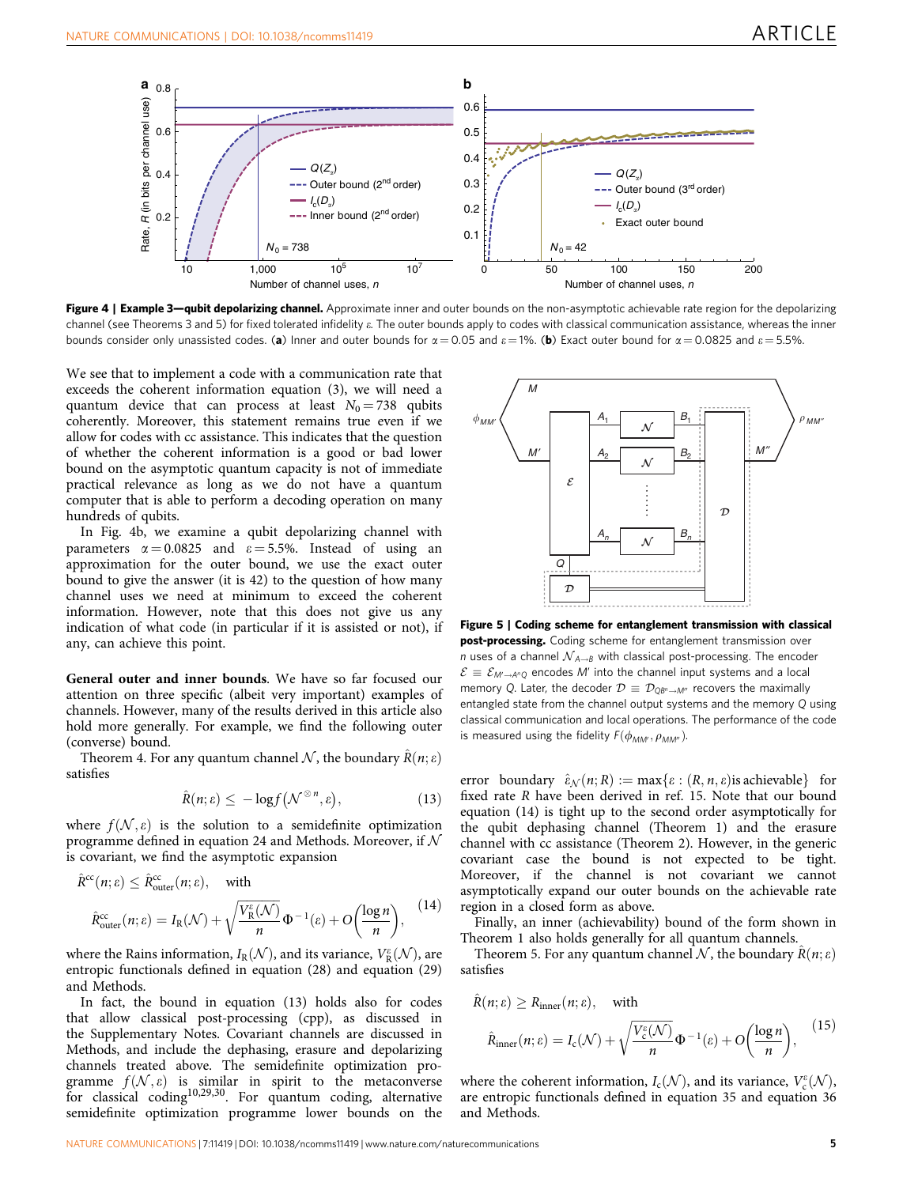**Figure 4 | Example 3—qubit depolarizing channel.** Approximate inner and outer bounds on the non-asymptotic achievable rate region for the depolarizing channel (see Theorems 3 and 5) for fixed tolerated infidelity ε. The outer bounds apply to codes with classical communication assistance, whereas the inner bounds consider only unassisted codes. (**a**) Inner and outer bounds for $\alpha = 0.05$ and $\varepsilon = 1\%$. (**b**) Exact outer bound for $\alpha = 0.0825$ and $\varepsilon = 5.5\%$.

We see that to implement a code with a communication rate that exceeds the coherent information equation (3), we will need a quantum device that can process at least $N_0 = 738$ qubits coherently. Moreover, this statement remains true even if we allow for codes with cc assistance. This indicates that the question of whether the coherent information is a good or bad lower bound on the asymptotic quantum capacity is not of immediate practical relevance as long as we do not have a quantum computer that is able to perform a decoding operation on many hundreds of qubits.

In Fig. 4b, we examine a qubit depolarizing channel with parameters $\alpha = 0.0825$ and $\varepsilon = 5.5\%$. Instead of using an approximation for the outer bound, we use the exact outer bound to give the answer (it is 42) to the question of how many channel uses we need at minimum to exceed the coherent information. However, note that this does not give us any indication of what code (in particular if it is assisted or not), if any, can achieve this point.

**General outer and inner bounds**. We have so far focused our attention on three specific (albeit very important) examples of channels. However, many of the results derived in this article also hold more generally. For example, we find the following outer (converse) bound.

Theorem 4. For any quantum channel $\mathcal{N}$, the boundary $\hat{R}(n;\varepsilon)$ satisfies

$$\hat{R}(n;\varepsilon) \leq -\log f(\mathcal{N}^{\otimes n}, \varepsilon), \tag{13}$$

where $f(\mathcal{N}, \varepsilon)$ is the solution to a semidefinite optimization programme defined in equation 24 and Methods. Moreover, if $\mathcal{N}$ is covariant, we find the asymptotic expansion

$$\hat{R}^{cc}(n;\varepsilon) \leq \hat{R}^{cc}_{outer}(n;\varepsilon), \quad \text{with}$$
$$\hat{R}^{cc}_{outer}(n;\varepsilon) = I_R(\mathcal{N}) + \sqrt{\frac{V_R^{\varepsilon}(\mathcal{N})}{n}}\Phi^{-1}(\varepsilon) + O\left(\frac{\log n}{n}\right), \tag{14}$$

where the Rains information, $I_R(\mathcal{N})$, and its variance, $V_R^{\varepsilon}(\mathcal{N})$, are entropic functionals defined in equation (28) and equation (29) and Methods.

In fact, the bound in equation (13) holds also for codes that allow classical post-processing (cpp), as discussed in the Supplementary Notes. Covariant channels are discussed in Methods, and include the dephasing, erasure and depolarizing channels treated above. The semidefinite optimization programme $f(\mathcal{N}, \varepsilon)$ is similar in spirit to the metaconverse for classical coding[10,29,30]. For quantum coding, alternative semidefinite optimization programme lower bounds on the error boundary $\hat{\varepsilon}_{\mathcal{N}}(n;R) := \max\{\varepsilon : (R, n, \varepsilon) \text{is achievable}\}$ for fixed rate $R$ have been derived in ref. 15. Note that our bound equation (14) is tight up to the second order asymptotically for the qubit dephasing channel (Theorem 1) and the erasure channel with cc assistance (Theorem 2). However, in the generic covariant case the bound is not expected to be tight. Moreover, if the channel is not covariant we cannot asymptotically expand our outer bounds on the achievable rate region in a closed form as above.

**Figure 5 | Coding scheme for entanglement transmission with classical post-processing.** Coding scheme for entanglement transmission over $n$ uses of a channel $\mathcal{N}_{A\to B}$ with classical post-processing. The encoder $\mathcal{E} \equiv \mathcal{E}_{M'\to A^n Q}$ encodes $M'$ into the channel input systems and a local memory $Q$. Later, the decoder $\mathcal{D} \equiv \mathcal{D}_{QB^n\to M''}$ recovers the maximally entangled state from the channel output systems and the memory $Q$ using classical communication and local operations. The performance of the code is measured using the fidelity $F(\phi_{MM'}, \rho_{MM''})$.

Finally, an inner (achievability) bound of the form shown in Theorem 1 also holds generally for all quantum channels.

Theorem 5. For any quantum channel $\mathcal{N}$, the boundary $\hat{R}(n;\varepsilon)$ satisfies

$$\hat{R}(n;\varepsilon) \geq R_{inner}(n;\varepsilon), \quad \text{with}$$
$$\hat{R}_{inner}(n;\varepsilon) = I_c(\mathcal{N}) + \sqrt{\frac{V_c^{\varepsilon}(\mathcal{N})}{n}}\Phi^{-1}(\varepsilon) + O\left(\frac{\log n}{n}\right), \tag{15}$$

where the coherent information, $I_c(\mathcal{N})$, and its variance, $V_c^{\varepsilon}(\mathcal{N})$, are entropic functionals defined in equation 35 and equation 36 and Methods.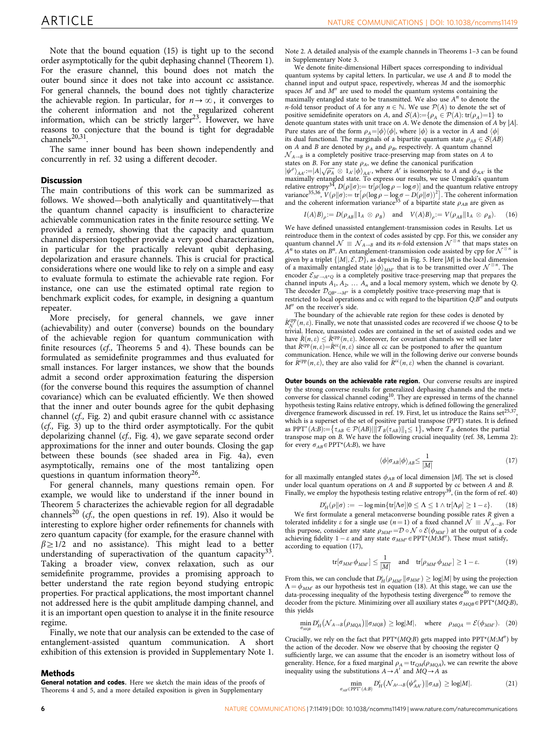Note that the bound equation (15) is tight up to the second order asymptotically for the qubit dephasing channel (Theorem 1). For the erasure channel, this bound does not match the outer bound since it does not take into account cc assistance. For general channels, the bound does not tightly characterize the achievable region. In particular, for $n \to \infty$, it converges to the coherent information and not the regularized coherent information, which can be strictly larger[23]. However, we have reasons to conjecture that the bound is tight for degradable channels[20,31].

The same inner bound has been shown independently and concurrently in ref. 32 using a different decoder.

## Discussion

The main contributions of this work can be summarized as follows. We showed—both analytically and quantitatively—that the quantum channel capacity is insufficient to characterize achievable communication rates in the finite resource setting. We provided a remedy, showing that the capacity and quantum channel dispersion together provide a very good characterization, in particular for the practically relevant qubit dephasing, depolarization and erasure channels. This is crucial for practical considerations where one would like to rely on a simple and easy to evaluate formula to estimate the achievable rate region. For instance, one can use the estimated optimal rate region to benchmark explicit codes, for example, in designing a quantum repeater.

More precisely, for general channels, we gave inner (achievability) and outer (converse) bounds on the boundary of the achievable region for quantum communication with finite resources (*cf.,* Theorems 5 and 4). These bounds can be formulated as semidefinite programmes and thus evaluated for small instances. For larger instances, we show that the bounds admit a second order approximation featuring the dispersion (for the converse bound this requires the assumption of channel covariance) which can be evaluated efficiently. We then showed that the inner and outer bounds agree for the qubit dephasing channel (*cf.,* Fig. 2) and qubit erasure channel with cc assistance (*cf.,* Fig. 3) up to the third order asymptotically. For the qubit depolarizing channel (*cf.,* Fig. 4), we gave separate second order approximations for the inner and outer bounds. Closing the gap between these bounds (see shaded area in Fig. 4a), even asymptotically, remains one of the most tantalizing open questions in quantum information theory[26].

For general channels, many questions remain open. For example, we would like to understand if the inner bound in Theorem 5 characterizes the achievable region for all degradable channels[20] (*cf.,* the open questions in ref. 19). Also it would be interesting to explore higher order refinements for channels with zero quantum capacity (for example, for the erasure channel with $\beta \geq 1/2$ and no assistance). This might lead to a better understanding of superactivation of the quantum capacity[33]. Taking a broader view, convex relaxation, such as our semidefinite programme, provides a promising approach to better understand the rate region beyond studying entropic properties. For practical applications, the most important channel not addressed here is the qubit amplitude damping channel, and it is an important open question to analyse it in the finite resource regime.

Finally, we note that our analysis can be extended to the case of entanglement-assisted quantum communication. A short exhibition of this extension is provided in Supplementary Note 1.

## Methods

**General notation and codes.** Here we sketch the main ideas of the proofs of Theorems 4 and 5, and a more detailed exposition is given in Supplementary Note 2. A detailed analysis of the example channels in Theorems 1–3 can be found in Supplementary Note 3.

We denote finite-dimensional Hilbert spaces corresponding to individual quantum systems by capital letters. In particular, we use $A$ and $B$ to model the channel input and output space, respevtively, whereas $M$ and the isomorphic spaces $M'$ and $M''$ are used to model the quantum systems containing the maximally entangled state to be transmitted. We also use $A^n$ to denote the $n$-fold tensor product of $A$ for any $n \in \mathbb{N}$. We use $\mathcal{P}(A)$ to denote the set of positive semidefinite operators on $A$, and $\mathcal{S}(A) := \{\rho_A \in \mathcal{P}(A) \colon \mathrm{tr}(\rho_A) = 1\}$ to denote quantum states with unit trace on $A$. We denote the dimension of $A$ by $|A|$. Pure states are of the form $\rho_A = |\phi\rangle\langle\phi|$, where $|\phi\rangle$ is a vector in $A$ and $\langle\phi|$ its dual functional. The marginals of a bipartite quantum state $\rho_{AB} \in \mathcal{S}(AB)$ on $A$ and $B$ are denoted by $\rho_A$ and $\rho_B$, respectively. A quantum channel $\mathcal{N}_{A\to B}$ is a completely positive trace-preserving map from states on $A$ to states on $B$. For any state $\rho_A$, we define the canonical purification $|\psi^\rho\rangle_{AA'} := |A|\sqrt{\rho_A} \otimes 1_{A'}|\phi\rangle_{AA'}$, where $A'$ is isomorphic to $A$ and $\phi_{AA'}$ is the maximally entangled state. To express our results, we use Umegaki's quantum relative entropy[34], $D(\rho\|\sigma) := \mathrm{tr}[\rho(\log\rho - \log\sigma)]$ and the quantum relative entropy variance[35,36], $V(\rho\|\sigma) := \mathrm{tr}\left[\rho(\log\rho - \log\sigma - D(\rho\|\sigma))^2\right]$. The coherent information and the coherent information variance[35] of a bipartite state $\rho_{AB}$ are given as

$$I(A\rangle B)_\rho := D(\rho_{AB}\|1_A \otimes \rho_B) \quad \text{and} \quad V(A\rangle B)_\rho := V(\rho_{AB}\|1_A \otimes \rho_B). \qquad (16)$$

We have defined unassisted entanglement-transmission codes in Results. Let us reintroduce them in the context of codes assisted by cpp. For this, we consider any quantum channel $\mathcal{N} \equiv \mathcal{N}_{A\to B}$ and its $n$-fold extension $\mathcal{N}^{\otimes n}$ that maps states on $A^n$ to states on $B^n$. An entanglement-transmission code assisted by cpp for $\mathcal{N}^{\otimes n}$ is given by a triplet $\{|M|, \mathcal{E}, \mathcal{D}\}$, as depicted in Fig. 5. Here $|M|$ is the local dimension of a maximally entangled state $|\phi\rangle_{MM'}$ that is to be transmitted over $\mathcal{N}^{\otimes n}$. The encoder $\mathcal{E}_{M'\to A^nQ}$ is a completely positive trace-preserving map that prepares the channel inputs $A_1, A_2, \ldots A_n$ and a local memory system, which we denote by $Q$. The decoder $\mathcal{D}_{QB^n\to M''}$ is a completely positive trace-preserving map that is restricted to local operations and cc with regard to the bipartition $Q{:}B^n$ and outputs $M''$ on the receiver's side.

The boundary of the achievable rate region for these codes is denoted by $\hat{R}^{\mathrm{cpp}}_{\mathcal{N}}(n,\varepsilon)$. Finally, we note that unassisted codes are recovered if we choose $Q$ to be trivial. Hence, unassisted codes are contained in the set of assisted codes and we have $\hat{R}(n,\varepsilon) \leq \hat{R}^{\mathrm{cpp}}(n,\varepsilon)$. Moreover, for covariant channels we will see later that $\hat{R}^{\mathrm{cpp}}(n,\varepsilon) = \hat{R}^{\mathrm{cc}}(n,\varepsilon)$ since all cc can be postponed to after the quantum communication. Hence, while we will in the following derive our converse bounds for $\hat{R}^{\mathrm{cpp}}(n,\varepsilon)$, they are also valid for $\hat{R}^{\mathrm{cc}}(n,\varepsilon)$ when the channel is covariant.

**Outer bounds on the achievable rate region.** Our converse results are inspired by the strong converse results for generalized dephasing channels and the meta-converse for classical channel coding[10]. They are expressed in terms of the channel hypothesis testing Rains relative entropy, which is defined following the generalized divergence framework discussed in ref. 19. First, let us introduce the Rains set[25,37], which is a superset of the set of positive partial transpose (PPT) states. It is defined as $\mathrm{PPT}^*(A{:}B) := \{\tau_{AB} \in \mathcal{P}(AB) \,|\, \|\mathcal{T}_B(\tau_{AB})\|_1 \leq 1\}$, where $\mathcal{T}_B$ denotes the partial transpose map on $B$. We have the following crucial inequality (ref. 38, Lemma 2): for every $\sigma_{AB} \in \mathrm{PPT}^*(A{:}B)$, we have

$$\langle\phi|\sigma_{AB}|\phi\rangle_{AB} \leq \frac{1}{|M|} \qquad (17)$$

for all maximally entangled states $\phi_{AB}$ of local dimension $|M|$. The set is closed under local quantum operations on $A$ and $B$ supported by cc between $A$ and $B$. Finally, we employ the hypothesis testing relative entropy[39], (in the form of ref. 40)

$$D^\varepsilon_H(\rho\|\sigma) := -\log\min\{\mathrm{tr}[\Lambda\sigma] \,|\, 0 \leq \Lambda \leq 1 \wedge \mathrm{tr}[\Lambda\rho] \geq 1-\varepsilon\}. \qquad (18)$$

We first formulate a general metaconverse bounding possible rates $R$ given a tolerated infidelity $\varepsilon$ for a single use ($n=1$) of a fixed channel $\mathcal{N} \equiv \mathcal{N}_{A\to B}$. For this purpose, consider any state $\rho_{MM''} = \mathcal{D}\circ\mathcal{N}\circ\mathcal{E}(\phi_{MM'})$ at the output of a code achieving fidelity $1-\varepsilon$ and any state $\sigma_{MM''} \in \mathrm{PPT}^*(M{:}M'')$. These must satisfy, according to equation (17),

$$\mathrm{tr}[\sigma_{MM'}\phi_{MM'}] \leq \frac{1}{|M|} \quad \text{and} \quad \mathrm{tr}[\rho_{MM'}\phi_{MM'}] \geq 1-\varepsilon. \qquad (19)$$

From this, we can conclude that $D^\varepsilon_H(\rho_{MM'}\|\sigma_{MM'}) \geq \log|M|$ by using the projection $\Lambda = \phi_{MM'}$ as our hypothesis test in equation (18). At this stage, we can use the data-processing inequality of the hypothesis testing divergence[40] to remove the decoder from the picture. Minimizing over all auxiliary states $\sigma_{MQB} \in \mathrm{PPT}^*(MQ{:}B)$, this yields

$$\min_{\sigma_{MQB}} D^\varepsilon_H(\mathcal{N}_{A\to B}(\rho_{MQA})\|\sigma_{MQB}) \geq \log|M|, \quad \text{where} \quad \rho_{MQA} = \mathcal{E}(\phi_{MM'}). \qquad (20)$$

Crucially, we rely on the fact that $\mathrm{PPT}^*(MQ{:}B)$ gets mapped into $\mathrm{PPT}^*(M{:}M'')$ by the action of the decoder. Now we observe that by choosing the register $Q$ sufficiently large, we can assume that the encoder is an isometry without loss of generality. Hence, for a fixed marginal $\rho_A = \mathrm{tr}_{QM}(\rho_{MQA})$, we can rewrite the above inequality using the substitutions $A \to A'$ and $MQ \to A$ as

$$\min_{\sigma_{AB}\in\mathrm{PPT}^*(A:B)} D^\varepsilon_H\left(\mathcal{N}_{A'\to B}(\psi^\rho_{AA'})\|\sigma_{AB}\right) \geq \log|M|. \qquad (21)$$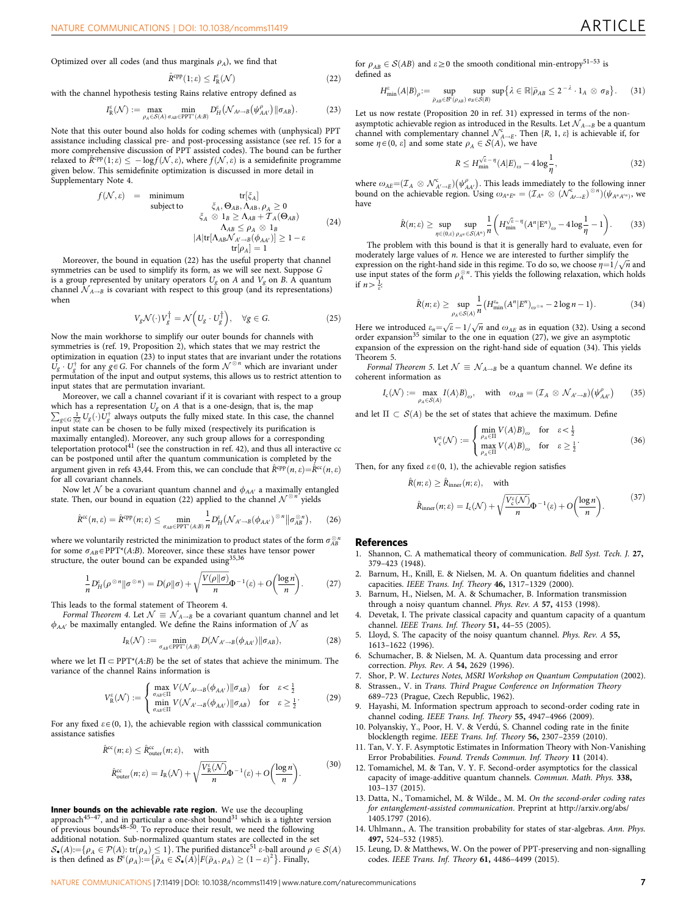Optimized over all codes (and thus marginals $\rho_A$), we find that

$$\hat{R}^{\mathrm{cpp}}(1;\varepsilon) \le I_{\mathrm{R}}^{\varepsilon}(\mathcal{N}) \tag{22}$$

with the channel hypothesis testing Rains relative entropy defined as

$$I_{\mathrm{R}}^{\varepsilon}(\mathcal{N}) := \max_{\rho_A \in \mathcal{S}(A)} \min_{\sigma_{AB} \in \mathrm{PPT}^*(A:B)} D_H^{\varepsilon}\left(\mathcal{N}_{A' \to B}(\psi_{AA'}^{\rho}) \| \sigma_{AB}\right). \tag{23}$$

Note that this outer bound also holds for coding schemes with (unphysical) PPT assistance including classical pre- and post-processing assistance (see ref. 15 for a more comprehensive discussion of PPT assisted codes). The bound can be further relaxed to $\hat{R}^{\mathrm{cpp}}(1;\varepsilon) \le -\log f(\mathcal{N},\varepsilon)$, where $f(\mathcal{N},\varepsilon)$ is a semidefinite programme given below. This semidefinite optimization is discussed in more detail in Supplementary Note 4.

$$\begin{array}{rcll} f(\mathcal{N},\varepsilon) & = & \text{minimum} & \mathrm{tr}[\xi_A] \\ & & \text{subject to} & \xi_A, \Theta_{AB}, \Lambda_{AB}, \rho_A \ge 0 \\ & & & \xi_A \otimes 1_B \ge \Lambda_{AB} + T_A(\Theta_{AB}) \\ & & & \Lambda_{AB} \le \rho_A \otimes 1_B \\ & & & |A|\mathrm{tr}[\Lambda_{AB}\mathcal{N}_{A'\to B}(\phi_{AA'})] \ge 1-\varepsilon \\ & & & \mathrm{tr}[\rho_A] = 1 \end{array} \tag{24}$$

Moreover, the bound in equation (22) has the useful property that channel symmetries can be used to simplify its form, as we will see next. Suppose $G$ is a group represented by unitary operators $U_g$ on $A$ and $V_g$ on $B$. A quantum channel $\mathcal{N}_{A\to B}$ is covariant with respect to this group (and its representations) when

$$V_g \mathcal{N}(\cdot) V_g^{\dagger} = \mathcal{N}\left(U_g \cdot U_g^{\dagger}\right), \quad \forall g \in G. \tag{25}$$

Now the main workhorse to simplify our outer bounds for channels with symmetries is (ref. 19, Proposition 2), which states that we may restrict the optimization in equation (23) to input states that are invariant under the rotations $U_g \cdot U_g^{\dagger}$ for any $g \in G$. For channels of the form $\mathcal{N}^{\otimes n}$ which are invariant under permutation of the input and output systems, this allows us to restrict attention to input states that are permutation invariant.

Moreover, we call a channel covariant if it is covariant with respect to a group which has a representation $U_g$ on $A$ that is a one-design, that is, the map $\sum_{g\in G} \frac{1}{|G|} U_g(\cdot) U_g^{\dagger}$ always outputs the fully mixed state. In this case, the channel input state can be chosen to be fully mixed (respectively its purification is maximally entangled). Moreover, any such group allows for a corresponding teleportation protocol[41] (see the construction in ref. 42), and thus all interactive cc can be postponed until after the quantum communication is completed by the argument given in refs 43,44. From this, we can conclude that $\hat{R}^{\mathrm{cpp}}(n,\varepsilon) = \hat{R}^{\mathrm{cc}}(n,\varepsilon)$ for all covariant channels.

Now let $\mathcal{N}$ be a covariant quantum channel and $\phi_{AA'}$ a maximally entangled state. Then, our bound in equation (22) applied to the channel $\mathcal{N}^{\otimes n}$ yields

$$\hat{R}^{\mathrm{cc}}(n;\varepsilon) = \hat{R}^{\mathrm{cpp}}(n;\varepsilon) \le \min_{\sigma_{AB}\in \mathrm{PPT}^*(A:B)} \frac{1}{n} D_H^{\varepsilon}\left(\mathcal{N}_{A'\to B}(\phi_{AA'})^{\otimes n} \| \sigma_{AB}^{\otimes n}\right), \tag{26}$$

where we voluntarily restricted the minimization to product states of the form $\sigma_{AB}^{\otimes n}$ for some $\sigma_{AB} \in \mathrm{PPT}^*(A:B)$. Moreover, since these states have tensor power structure, the outer bound can be expanded using[35,36]

$$\frac{1}{n} D_H^{\varepsilon}(\rho^{\otimes n} \| \sigma^{\otimes n}) = D(\rho\|\sigma) + \sqrt{\frac{V(\rho\|\sigma)}{n}}\Phi^{-1}(\varepsilon) + O\left(\frac{\log n}{n}\right). \tag{27}$$

This leads to the formal statement of Theorem 4.

*Formal Theorem 4.* Let $\mathcal{N} \equiv \mathcal{N}_{A\to B}$ be a covariant quantum channel and let $\phi_{AA'}$ be maximally entangled. We define the Rains information of $\mathcal{N}$ as

$$I_{\mathrm{R}}(\mathcal{N}) := \min_{\sigma_{AB}\in \mathrm{PPT}^*(A:B)} D(\mathcal{N}_{A'\to B}(\phi_{AA'}) \| \sigma_{AB}), \tag{28}$$

where we let $\Pi \subset \mathrm{PPT}^*(A:B)$ be the set of states that achieve the minimum. The variance of the channel Rains information is

$$V_{\mathrm{R}}^{\varepsilon}(\mathcal{N}) := \begin{cases} \max_{\sigma_{AB}\in\Pi} V(\mathcal{N}_{A'\to B}(\phi_{AA'}) \| \sigma_{AB}) & \text{for} \quad \varepsilon < \frac{1}{2} \\ \min_{\sigma_{AB}\in\Pi} V(\mathcal{N}_{A'\to B}(\phi_{AA'}) \| \sigma_{AB}) & \text{for} \quad \varepsilon \ge \frac{1}{2} \end{cases}. \tag{29}$$

For any fixed $\varepsilon \in (0,1)$, the achievable region with classical communication assistance satisfies

$$\hat{R}^{\mathrm{cc}}(n;\varepsilon) \le \hat{R}_{\mathrm{outer}}^{\mathrm{cc}}(n;\varepsilon), \quad \text{with}$$
$$\hat{R}_{\mathrm{outer}}^{\mathrm{cc}}(n;\varepsilon) = I_{\mathrm{R}}(\mathcal{N}) + \sqrt{\frac{V_{\mathrm{R}}^{\varepsilon}(\mathcal{N})}{n}}\Phi^{-1}(\varepsilon) + O\left(\frac{\log n}{n}\right). \tag{30}$$

**Inner bounds on the achievable rate region.** We use the decoupling approach[45–47], and in particular a one-shot bound[31] which is a tighter version of previous bounds[48–50]. To reproduce their result, we need the following additional notation. Sub-normalized quantum states are collected in the set $\mathcal{S}_{\bullet}(A) := \{\rho_A \in \mathcal{P}(A) : \mathrm{tr}(\rho_A) \le 1\}$. The purified distance[51] $\varepsilon$-ball around $\rho \in \mathcal{S}(A)$ is then defined as $\mathcal{B}^{\varepsilon}(\rho_A) := \{\bar{\rho}_A \in \mathcal{S}_{\bullet}(A) | F(\bar{\rho}_A, \rho_A) \ge (1-\varepsilon)^2\}$. Finally, for $\rho_{AB} \in \mathcal{S}(AB)$ and $\varepsilon \ge 0$ the smooth conditional min-entropy[51–53] is defined as

$$H_{\min}^{\varepsilon}(A|B)_{\rho} := \sup_{\bar{\rho}_{AB}\in\mathcal{B}^{\varepsilon}(\rho_{AB})} \sup_{\sigma_B\in\mathcal{S}(B)} \sup\left\{\lambda \in \mathbb{R} | \bar{\rho}_{AB} \le 2^{-\lambda} \cdot 1_A \otimes \sigma_B\right\}. \tag{31}$$

Let us now restate (Proposition 20 in ref. 31) expressed in terms of the non-asymptotic achievable region as introduced in the Results. Let $\mathcal{N}_{A\to B}$ be a quantum channel with complementary channel $\mathcal{N}_{A\to E}^{c}$. Then $\{R, 1, \varepsilon\}$ is achievable if, for some $\eta \in (0,\varepsilon]$ and some state $\rho_A \in \mathcal{S}(A)$, we have

$$R \le H_{\min}^{\sqrt{\varepsilon}-\eta}(A|E)_{\omega} - 4\log\frac{1}{\eta}, \tag{32}$$

where $\omega_{AE} = (\mathcal{I}_A \otimes \mathcal{N}_{A'\to E}^{c})(\psi_{AA'}^{\rho})$. This leads immediately to the following inner bound on the achievable region. Using $\omega_{A^nE^n} = (\mathcal{I}_{A^n} \otimes (\mathcal{N}_{A'\to E}^{c})^{\otimes n})(\psi_{A^nA'^n})$, we have

$$\hat{R}(n;\varepsilon) \ge \sup_{\eta\in(0,\varepsilon]} \sup_{\rho_{A^n}\in\mathcal{S}(A^n)} \frac{1}{n}\left(H_{\min}^{\sqrt{\varepsilon}-\eta}(A^n|E^n)_{\omega} - 4\log\frac{1}{\eta} - 1\right). \tag{33}$$

The problem with this bound is that it is generally hard to evaluate, even for moderately large values of $n$. Hence we are interested to further simplify the expression on the right-hand side in this regime. To do so, we choose $\eta = 1/\sqrt{n}$ and use input states of the form $\rho_A^{\otimes n}$. This yields the following relaxation, which holds if $n > \frac{1}{\varepsilon}$:

$$\hat{R}(n;\varepsilon) \ge \sup_{\rho_A\in\mathcal{S}(A)} \frac{1}{n}\left(H_{\min}^{\varepsilon_n}(A^n|E^n)_{\omega^{\otimes n}} - 2\log n - 1\right). \tag{34}$$

Here we introduced $\varepsilon_n = \sqrt{\varepsilon} - 1/\sqrt{n}$ and $\omega_{AE}$ as in equation (32). Using a second order expansion[35] similar to the one in equation (27), we give an asymptotic expansion of the expression on the right-hand side of equation (34). This yields Theorem 5.

*Formal Theorem 5.* Let $\mathcal{N} \equiv \mathcal{N}_{A\to B}$ be a quantum channel. We define its coherent information as

$$I_c(\mathcal{N}) := \max_{\rho_A\in\mathcal{S}(A)} I(A\rangle B)_{\omega}, \quad \text{with} \quad \omega_{AB} = (\mathcal{I}_A \otimes \mathcal{N}_{A'\to B})(\psi_{AA'}^{\rho}) \tag{35}$$

and let $\Pi \subset \mathcal{S}(A)$ be the set of states that achieve the maximum. Define

$$V_c^{\varepsilon}(\mathcal{N}) := \begin{cases} \min_{\rho_A\in\Pi} V(A\rangle B)_{\omega} & \text{for} \quad \varepsilon < \frac{1}{2} \\ \max_{\rho_A\in\Pi} V(A\rangle B)_{\omega} & \text{for} \quad \varepsilon \ge \frac{1}{2} \end{cases}. \tag{36}$$

Then, for any fixed $\varepsilon \in (0,1)$, the achievable region satisfies

$$\hat{R}(n;\varepsilon) \ge \hat{R}_{\mathrm{inner}}(n;\varepsilon), \quad \text{with}$$
$$\hat{R}_{\mathrm{inner}}(n;\varepsilon) = I_c(\mathcal{N}) + \sqrt{\frac{V_c^{\varepsilon}(\mathcal{N})}{n}}\Phi^{-1}(\varepsilon) + O\left(\frac{\log n}{n}\right). \tag{37}$$

## References

1. Shannon, C. A mathematical theory of communication. *Bell Syst. Tech. J.* **27,** 379–423 (1948).
2. Barnum, H., Knill, E. & Nielsen, M. A. On quantum fidelities and channel capacities. *IEEE Trans. Inf. Theory* **46,** 1317–1329 (2000).
3. Barnum, H., Nielsen, M. A. & Schumacher, B. Information transmission through a noisy quantum channel. *Phys. Rev. A* **57,** 4153 (1998).
4. Devetak, I. The private classical capacity and quantum capacity of a quantum channel. *IEEE Trans. Inf. Theory* **51,** 44–55 (2005).
5. Lloyd, S. The capacity of the noisy quantum channel. *Phys. Rev. A* **55,** 1613–1622 (1996).
6. Schumacher, B. & Nielsen, M. A. Quantum data processing and error correction. *Phys. Rev. A* **54,** 2629 (1996).
7. Shor, P. W. *Lectures Notes, MSRI Workshop on Quantum Computation* (2002).
8. Strassen., V. in *Trans. Third Prague Conference on Information Theory* 689–723 (Prague, Czech Republic, 1962).
9. Hayashi, M. Information spectrum approach to second-order coding rate in channel coding. *IEEE Trans. Inf. Theory* **55,** 4947–4966 (2009).
10. Polyanskiy, Y., Poor, H. V. & Verdú, S. Channel coding rate in the finite blocklength regime. *IEEE Trans. Inf. Theory* **56,** 2307–2359 (2010).
11. Tan, V. Y. F. Asymptotic Estimates in Information Theory with Non-Vanishing Error Probabilities. *Found. Trends Commun. Inf. Theory* **11** (2014).
12. Tomamichel, M. & Tan, V. Y. F. Second-order asymptotics for the classical capacity of image-additive quantum channels. *Commun. Math. Phys.* **338,** 103–137 (2015).
13. Datta, N., Tomamichel, M. & Wilde., M. M. *On the second-order coding rates for entanglement-assisted communication*. Preprint at http://arxiv.org/abs/1405.1797 (2016).
14. Uhlmann., A. The transition probability for states of star-algebras. *Ann. Phys.* **497,** 524–532 (1985).
15. Leung, D. & Matthews, W. On the power of PPT-preserving and non-signalling codes. *IEEE Trans. Inf. Theory* **61,** 4486–4499 (2015).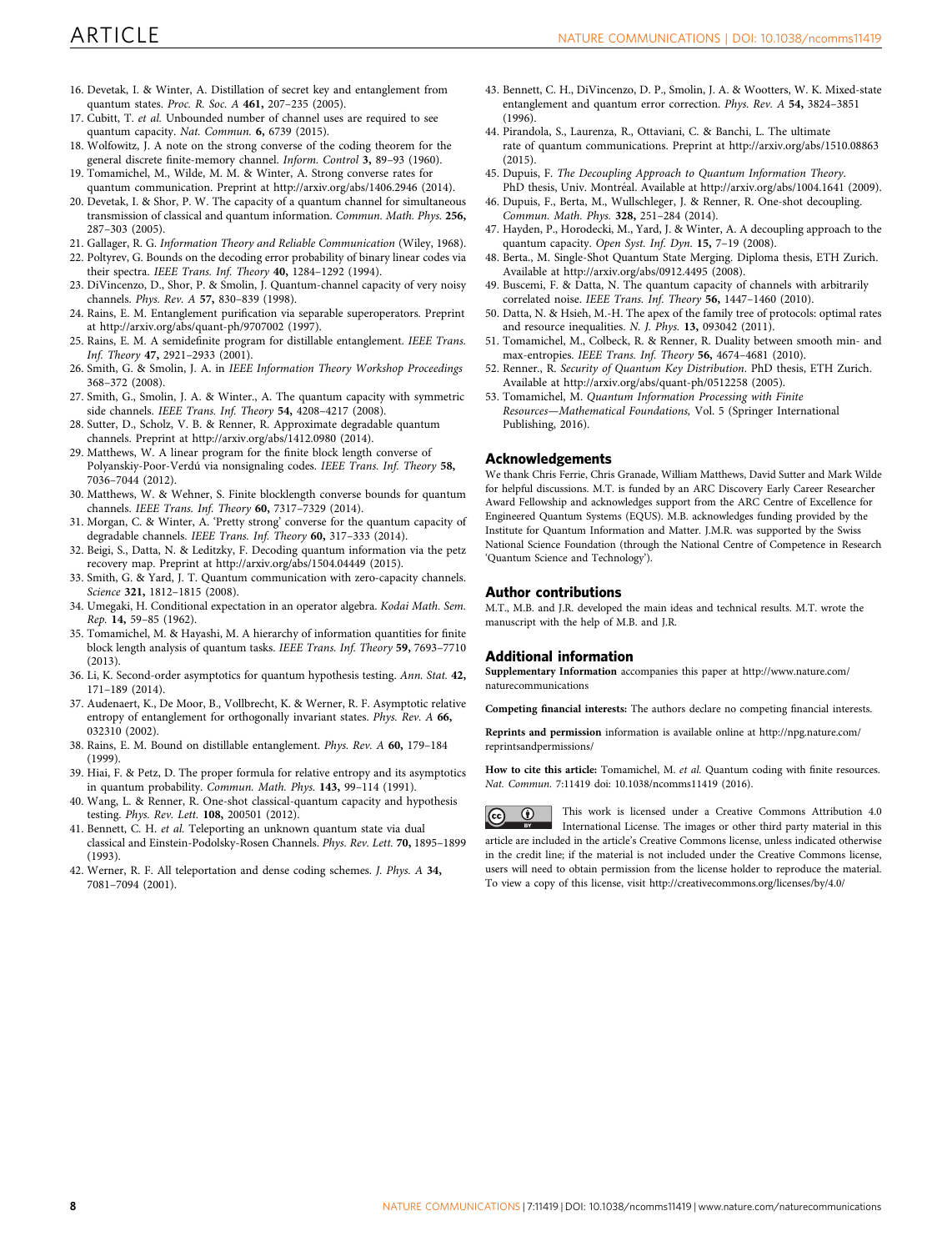16. Devetak, I. & Winter, A. Distillation of secret key and entanglement from quantum states. *Proc. R. Soc. A* **461,** 207–235 (2005).
17. Cubitt, T. *et al.* Unbounded number of channel uses are required to see quantum capacity. *Nat. Commun.* **6,** 6739 (2015).
18. Wolfowitz, J. A note on the strong converse of the coding theorem for the general discrete finite-memory channel. *Inform. Control* **3,** 89–93 (1960).
19. Tomamichel, M., Wilde, M. M. & Winter, A. Strong converse rates for quantum communication. Preprint at http://arxiv.org/abs/1406.2946 (2014).
20. Devetak, I. & Shor, P. W. The capacity of a quantum channel for simultaneous transmission of classical and quantum information. *Commun. Math. Phys.* **256,** 287–303 (2005).
21. Gallager, R. G. *Information Theory and Reliable Communication* (Wiley, 1968).
22. Poltyrev, G. Bounds on the decoding error probability of binary linear codes via their spectra. *IEEE Trans. Inf. Theory* **40,** 1284–1292 (1994).
23. DiVincenzo, D., Shor, P. & Smolin, J. Quantum-channel capacity of very noisy channels. *Phys. Rev. A* **57,** 830–839 (1998).
24. Rains, E. M. Entanglement purification via separable superoperators. Preprint at http://arxiv.org/abs/quant-ph/9707002 (1997).
25. Rains, E. M. A semidefinite program for distillable entanglement. *IEEE Trans. Inf. Theory* **47,** 2921–2933 (2001).
26. Smith, G. & Smolin, J. A. in *IEEE Information Theory Workshop Proceedings* 368–372 (2008).
27. Smith, G., Smolin, J. A. & Winter., A. The quantum capacity with symmetric side channels. *IEEE Trans. Inf. Theory* **54,** 4208–4217 (2008).
28. Sutter, D., Scholz, V. B. & Renner, R. Approximate degradable quantum channels. Preprint at http://arxiv.org/abs/1412.0980 (2014).
29. Matthews, W. A linear program for the finite block length converse of Polyanskiy-Poor-Verdú via nonsignaling codes. *IEEE Trans. Inf. Theory* **58,** 7036–7044 (2012).
30. Matthews, W. & Wehner, S. Finite blocklength converse bounds for quantum channels. *IEEE Trans. Inf. Theory* **60,** 7317–7329 (2014).
31. Morgan, C. & Winter, A. 'Pretty strong' converse for the quantum capacity of degradable channels. *IEEE Trans. Inf. Theory* **60,** 317–333 (2014).
32. Beigi, S., Datta, N. & Leditzky, F. Decoding quantum information via the petz recovery map. Preprint at http://arxiv.org/abs/1504.04449 (2015).
33. Smith, G. & Yard, J. T. Quantum communication with zero-capacity channels. *Science* **321,** 1812–1815 (2008).
34. Umegaki, H. Conditional expectation in an operator algebra. *Kodai Math. Sem. Rep.* **14,** 59–85 (1962).
35. Tomamichel, M. & Hayashi, M. A hierarchy of information quantities for finite block length analysis of quantum tasks. *IEEE Trans. Inf. Theory* **59,** 7693–7710 (2013).
36. Li, K. Second-order asymptotics for quantum hypothesis testing. *Ann. Stat.* **42,** 171–189 (2014).
37. Audenaert, K., De Moor, B., Vollbrecht, K. & Werner, R. F. Asymptotic relative entropy of entanglement for orthogonally invariant states. *Phys. Rev. A* **66,** 032310 (2002).
38. Rains, E. M. Bound on distillable entanglement. *Phys. Rev. A* **60,** 179–184 (1999).
39. Hiai, F. & Petz, D. The proper formula for relative entropy and its asymptotics in quantum probability. *Commun. Math. Phys.* **143,** 99–114 (1991).
40. Wang, L. & Renner, R. One-shot classical-quantum capacity and hypothesis testing. *Phys. Rev. Lett.* **108,** 200501 (2012).
41. Bennett, C. H. *et al.* Teleporting an unknown quantum state via dual classical and Einstein-Podolsky-Rosen Channels. *Phys. Rev. Lett.* **70,** 1895–1899 (1993).
42. Werner, R. F. All teleportation and dense coding schemes. *J. Phys. A* **34,** 7081–7094 (2001).
43. Bennett, C. H., DiVincenzo, D. P., Smolin, J. A. & Wootters, W. K. Mixed-state entanglement and quantum error correction. *Phys. Rev. A* **54,** 3824–3851 (1996).
44. Pirandola, S., Laurenza, R., Ottaviani, C. & Banchi, L. The ultimate rate of quantum communications. Preprint at http://arxiv.org/abs/1510.08863 (2015).
45. Dupuis, F. *The Decoupling Approach to Quantum Information Theory*. PhD thesis, Univ. Montréal. Available at http://arxiv.org/abs/1004.1641 (2009).
46. Dupuis, F., Berta, M., Wullschleger, J. & Renner, R. One-shot decoupling. *Commun. Math. Phys.* **328,** 251–284 (2014).
47. Hayden, P., Horodecki, M., Yard, J. & Winter, A. A decoupling approach to the quantum capacity. *Open Syst. Inf. Dyn.* **15,** 7–19 (2008).
48. Berta., M. Single-Shot Quantum State Merging. Diploma thesis, ETH Zurich. Available at http://arxiv.org/abs/0912.4495 (2008).
49. Buscemi, F. & Datta, N. The quantum capacity of channels with arbitrarily correlated noise. *IEEE Trans. Inf. Theory* **56,** 1447–1460 (2010).
50. Datta, N. & Hsieh, M.-H. The apex of the family tree of protocols: optimal rates and resource inequalities. *N. J. Phys.* **13,** 093042 (2011).
51. Tomamichel, M., Colbeck, R. & Renner, R. Duality between smooth min- and max-entropies. *IEEE Trans. Inf. Theory* **56,** 4674–4681 (2010).
52. Renner., R. *Security of Quantum Key Distribution*. PhD thesis, ETH Zurich. Available at http://arxiv.org/abs/quant-ph/0512258 (2005).
53. Tomamichel, M. *Quantum Information Processing with Finite Resources—Mathematical Foundations*, Vol. 5 (Springer International Publishing, 2016).

## Acknowledgements

We thank Chris Ferrie, Chris Granade, William Matthews, David Sutter and Mark Wilde for helpful discussions. M.T. is funded by an ARC Discovery Early Career Researcher Award Fellowship and acknowledges support from the ARC Centre of Excellence for Engineered Quantum Systems (EQUS). M.B. acknowledges funding provided by the Institute for Quantum Information and Matter. J.M.R. was supported by the Swiss National Science Foundation (through the National Centre of Competence in Research 'Quantum Science and Technology').

## Author contributions

M.T., M.B. and J.R. developed the main ideas and technical results. M.T. wrote the manuscript with the help of M.B. and J.R.

## Additional information

**Supplementary Information** accompanies this paper at http://www.nature.com/naturecommunications

**Competing financial interests:** The authors declare no competing financial interests.

**Reprints and permission** information is available online at http://npg.nature.com/reprintsandpermissions/

**How to cite this article:** Tomamichel, M. *et al.* Quantum coding with finite resources. *Nat. Commun.* 7:11419 doi: 10.1038/ncomms11419 (2016).

This work is licensed under a Creative Commons Attribution 4.0 International License. The images or other third party material in this article are included in the article's Creative Commons license, unless indicated otherwise in the credit line; if the material is not included under the Creative Commons license, users will need to obtain permission from the license holder to reproduce the material. To view a copy of this license, visit http://creativecommons.org/licenses/by/4.0/